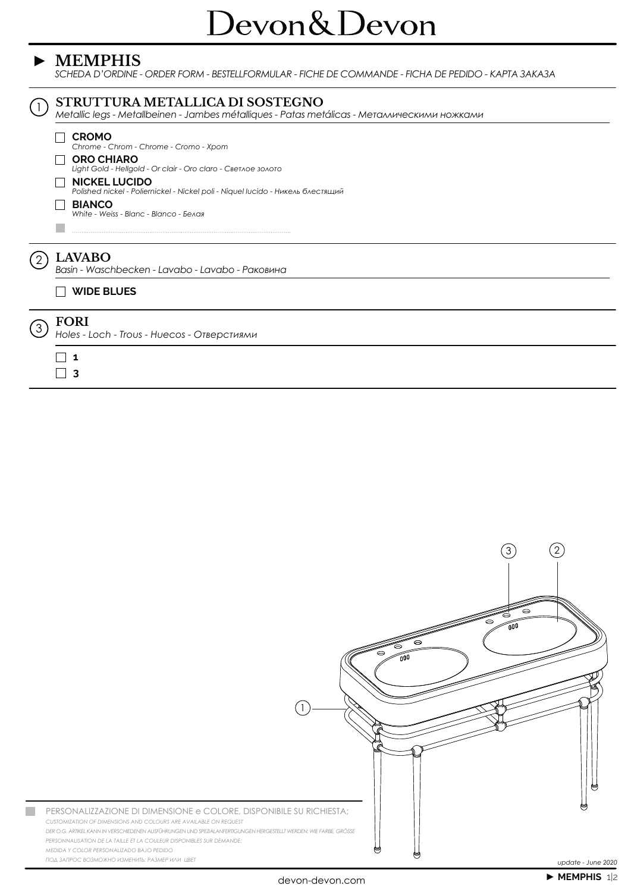# Devon&Devon

## ► MEMPHIS

*SCHEDA D'ORDINE - ORDER FORM - BESTELLFORMULAR - FICHE DE COMMANDE - FICHA DE PEDIDO - КАРТА ЗАКАЗА*

### 1 STRUTTURA METALLICA DI SOSTEGNO

*Metallic legs - Metallbeinen - Jambes métalliques - Patas metálicas - Металлическими ножками*

- ☐ **CROMO**
  *Chrome - Chrom - Chrome - Cromo - Хром*
- ☐ **ORO CHIARO**
  *Light Gold - Hellgold - Or clair - Oro claro - Светлое золото*
- ☐ **NICKEL LUCIDO**
  *Polished nickel - Poliernickel - Nickel poli - Níquel lucido - Никель блестящий*
- ☐ **BIANCO**
  *White - Weiss - Blanc - Blanco - Белая*
- ■ ..............................................................................................................

### 2 LAVABO

*Basin - Waschbecken - Lavabo - Lavabo - Раковина*

- ☐ **WIDE BLUES**

### 3 FORI

*Holes - Loch - Trous - Huecos - Отверстиями*

- ☐ **1**
- ☐ **3**

■ PERSONALIZZAZIONE DI DIMENSIONE e COLORE, DISPONIBILE SU RICHIESTA;
*CUSTOMIZATION OF DIMENSIONS AND COLOURS ARE AVAILABLE ON REQUEST*
*DER O.G. ARTIKEL KANN IN VERSCHIEDENEN AUSFÜHRUNGEN UND SPEZIALANFERTIGUNGEN HERGESTELLT WERDEN: WIE FARBE, GRÖSSE*
*PERSONNALISATION DE LA TAILLE ET LA COULEUR DISPONIBLES SUR DEMANDE;*
*MEDIDA Y COLOR PERSONALIZADO BAJO PEDIDO*
*ПОД ЗАПРОС ВОЗМОЖНО ИЗМЕНИТЬ: РАЗМЕР ИЛИ ЦВЕТ*

*update - June 2020*

devon-devon.com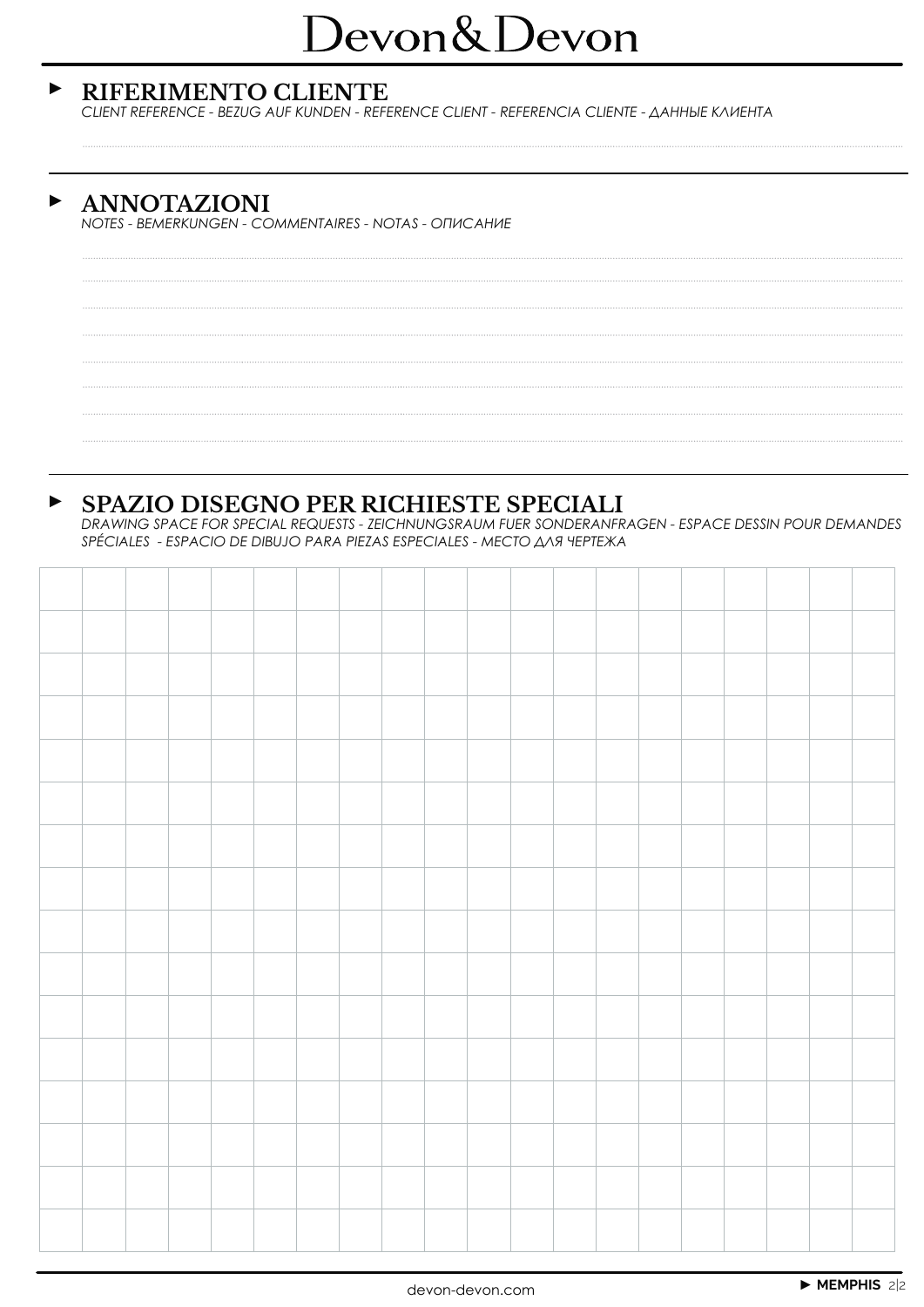Devon&Devon

## RIFERIMENTO CLIENTE

*CLIENT REFERENCE - BEZUG AUF KUNDEN - REFERENCE CLIENT - REFERENCIA CLIENTE - ДАННЫЕ КЛИЕНТА*

## ANNOTAZIONI

*NOTES - BEMERKUNGEN - COMMENTAIRES - NOTAS - ОПИСАНИЕ*

## SPAZIO DISEGNO PER RICHIESTE SPECIALI

*DRAWING SPACE FOR SPECIAL REQUESTS - ZEICHNUNGSRAUM FUER SONDERANFRAGEN - ESPACE DESSIN POUR DEMANDES SPÉCIALES - ESPACIO DE DIBUJO PARA PIEZAS ESPECIALES - МЕСТО ДЛЯ ЧЕРТЕЖА*

devon-devon.com

► **MEMPHIS**